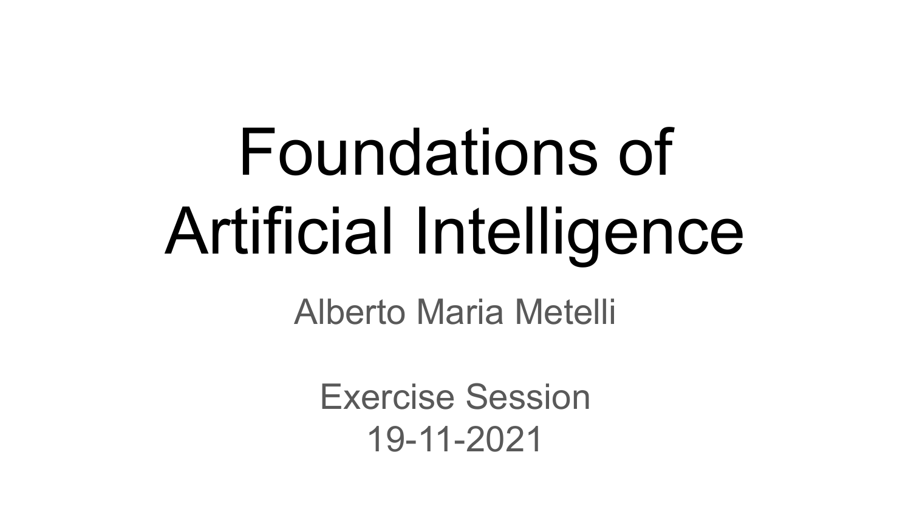# Foundations of Artificial Intelligence

Alberto Maria Metelli

Exercise Session
19-11-2021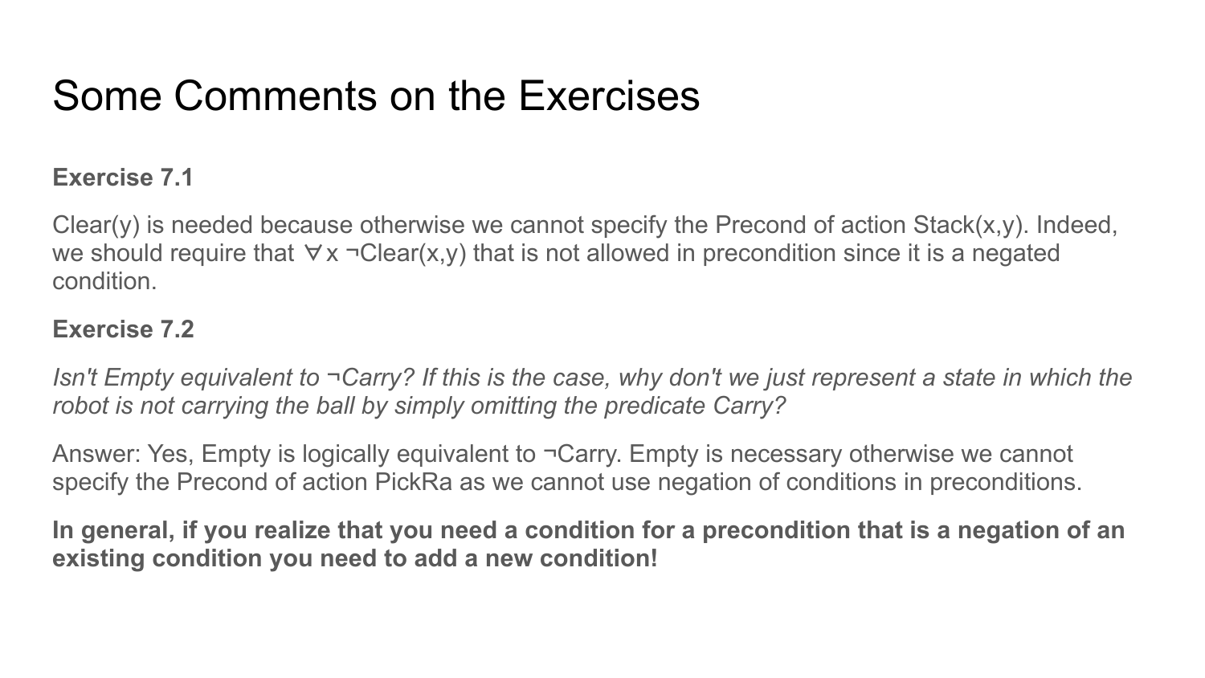# Some Comments on the Exercises

**Exercise 7.1**

Clear(y) is needed because otherwise we cannot specify the Precond of action Stack(x,y). Indeed, we should require that $\forall x \neg Clear(x,y)$ that is not allowed in precondition since it is a negated condition.

**Exercise 7.2**

*Isn't Empty equivalent to ¬Carry? If this is the case, why don't we just represent a state in which the robot is not carrying the ball by simply omitting the predicate Carry?*

Answer: Yes, Empty is logically equivalent to ¬Carry. Empty is necessary otherwise we cannot specify the Precond of action PickRa as we cannot use negation of conditions in preconditions.

**In general, if you realize that you need a condition for a precondition that is a negation of an existing condition you need to add a new condition!**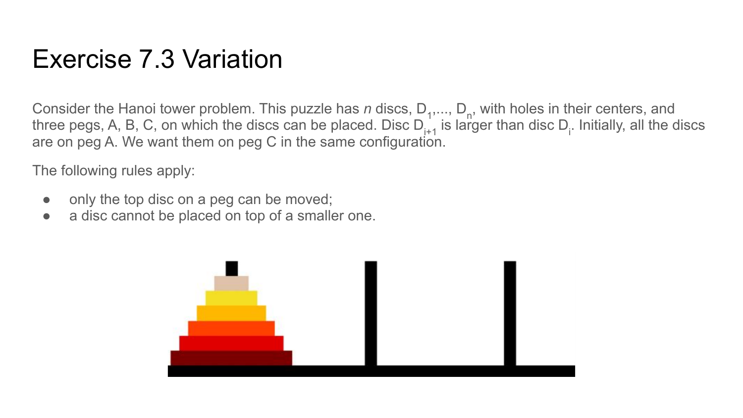# Exercise 7.3 Variation

Consider the Hanoi tower problem. This puzzle has *n* discs, $D_1, \ldots, D_n$, with holes in their centers, and three pegs, A, B, C, on which the discs can be placed. Disc $D_{i+1}$ is larger than disc $D_i$. Initially, all the discs are on peg A. We want them on peg C in the same configuration.

The following rules apply:

- only the top disc on a peg can be moved;
- a disc cannot be placed on top of a smaller one.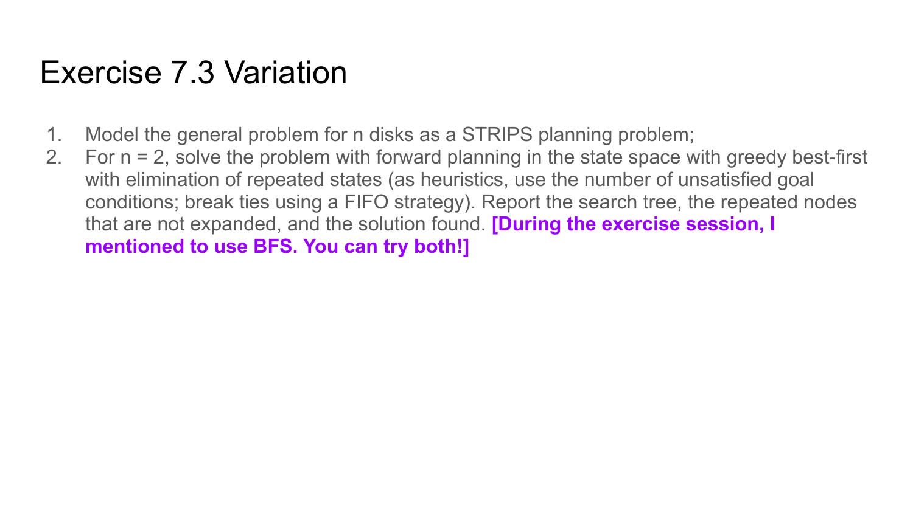# Exercise 7.3 Variation

1. Model the general problem for n disks as a STRIPS planning problem;
2. For n = 2, solve the problem with forward planning in the state space with greedy best-first with elimination of repeated states (as heuristics, use the number of unsatisfied goal conditions; break ties using a FIFO strategy). Report the search tree, the repeated nodes that are not expanded, and the solution found. **[During the exercise session, I mentioned to use BFS. You can try both!]**